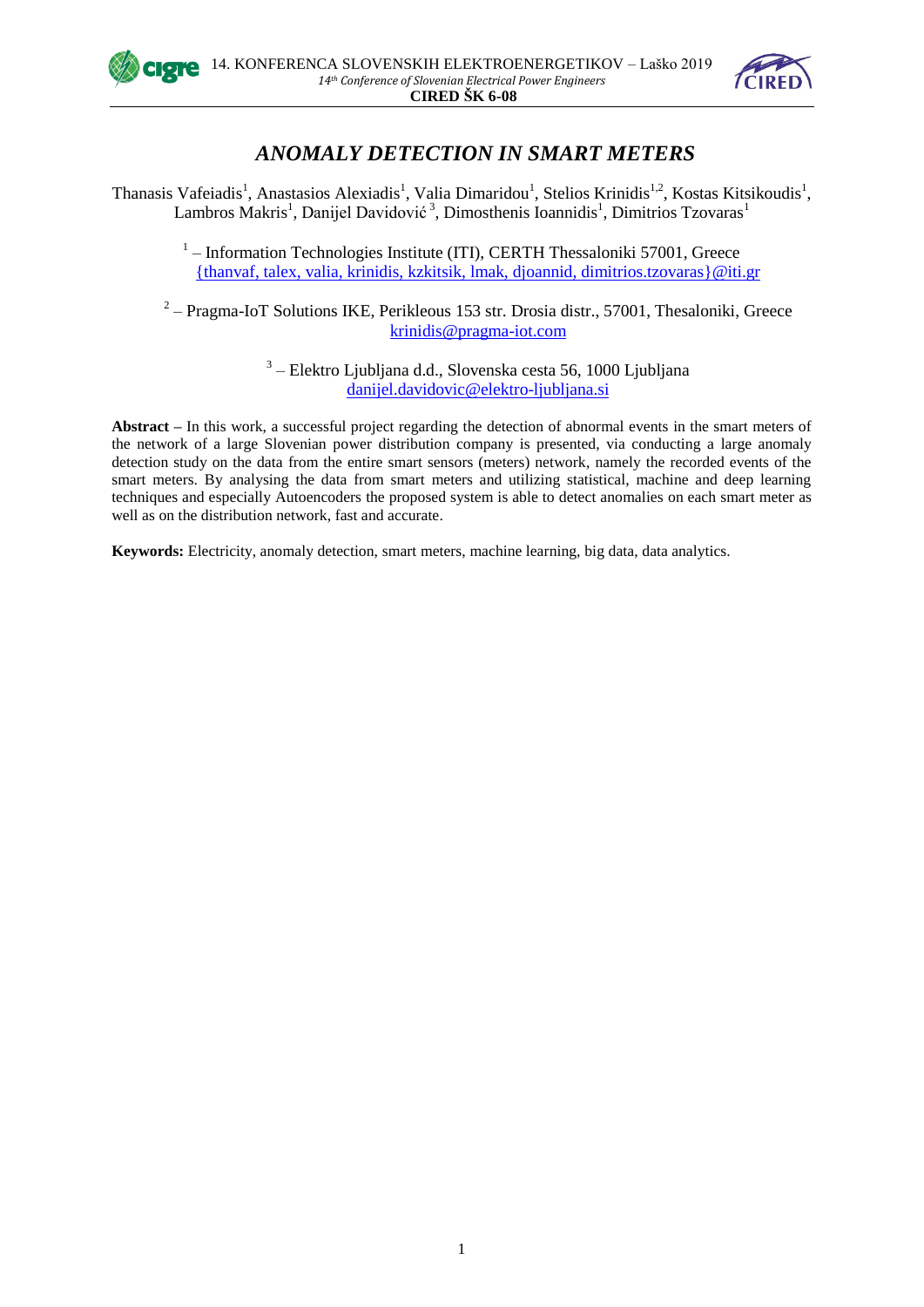# *ANOMALY DETECTION IN SMART METERS*

Thanasis Vafeiadis[1], Anastasios Alexiadis[1], Valia Dimaridou[1], Stelios Krinidis[1,2], Kostas Kitsikoudis[1], Lambros Makris[1], Danijel Davidović[3], Dimosthenis Ioannidis[1], Dimitrios Tzovaras[1]

[1] – Information Technologies Institute (ITI), CERTH Thessaloniki 57001, Greece
{thanvaf, talex, valia, krinidis, kzkitsik, lmak, djoannid, dimitrios.tzovaras}@iti.gr

[2] – Pragma-IoT Solutions IKE, Perikleous 153 str. Drosia distr., 57001, Thesaloniki, Greece
krinidis@pragma-iot.com

[3] – Elektro Ljubljana d.d., Slovenska cesta 56, 1000 Ljubljana
danijel.davidovic@elektro-ljubljana.si

**Abstract –** In this work, a successful project regarding the detection of abnormal events in the smart meters of the network of a large Slovenian power distribution company is presented, via conducting a large anomaly detection study on the data from the entire smart sensors (meters) network, namely the recorded events of the smart meters. By analysing the data from smart meters and utilizing statistical, machine and deep learning techniques and especially Autoencoders the proposed system is able to detect anomalies on each smart meter as well as on the distribution network, fast and accurate.

**Keywords:** Electricity, anomaly detection, smart meters, machine learning, big data, data analytics.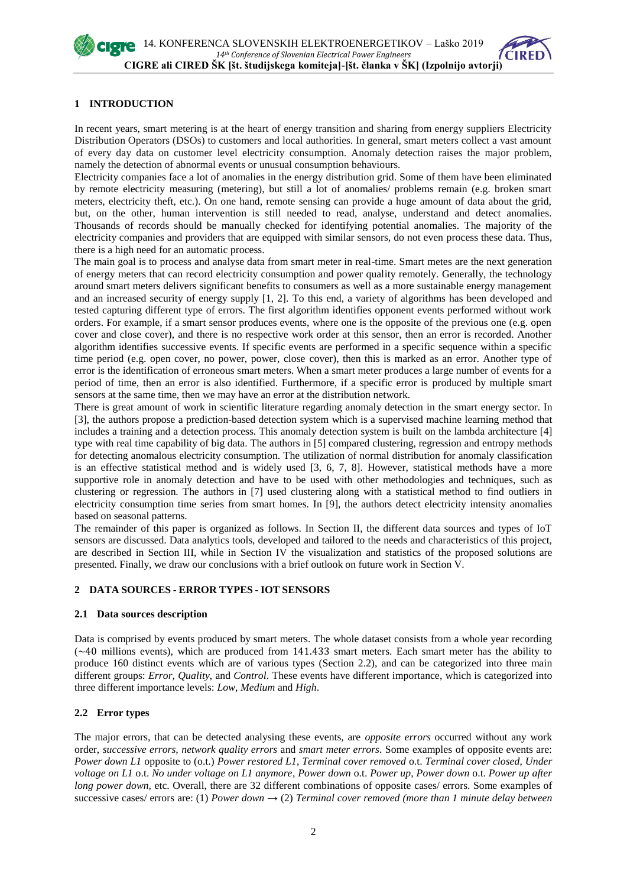## 1 INTRODUCTION

In recent years, smart metering is at the heart of energy transition and sharing from energy suppliers Electricity Distribution Operators (DSOs) to customers and local authorities. In general, smart meters collect a vast amount of every day data on customer level electricity consumption. Anomaly detection raises the major problem, namely the detection of abnormal events or unusual consumption behaviours.

Electricity companies face a lot of anomalies in the energy distribution grid. Some of them have been eliminated by remote electricity measuring (metering), but still a lot of anomalies/ problems remain (e.g. broken smart meters, electricity theft, etc.). On one hand, remote sensing can provide a huge amount of data about the grid, but, on the other, human intervention is still needed to read, analyse, understand and detect anomalies. Thousands of records should be manually checked for identifying potential anomalies. The majority of the electricity companies and providers that are equipped with similar sensors, do not even process these data. Thus, there is a high need for an automatic process.

The main goal is to process and analyse data from smart meter in real-time. Smart metes are the next generation of energy meters that can record electricity consumption and power quality remotely. Generally, the technology around smart meters delivers significant benefits to consumers as well as a more sustainable energy management and an increased security of energy supply [1, 2]. To this end, a variety of algorithms has been developed and tested capturing different type of errors. The first algorithm identifies opponent events performed without work orders. For example, if a smart sensor produces events, where one is the opposite of the previous one (e.g. open cover and close cover), and there is no respective work order at this sensor, then an error is recorded. Another algorithm identifies successive events. If specific events are performed in a specific sequence within a specific time period (e.g. open cover, no power, power, close cover), then this is marked as an error. Another type of error is the identification of erroneous smart meters. When a smart meter produces a large number of events for a period of time, then an error is also identified. Furthermore, if a specific error is produced by multiple smart sensors at the same time, then we may have an error at the distribution network.

There is great amount of work in scientific literature regarding anomaly detection in the smart energy sector. In [3], the authors propose a prediction-based detection system which is a supervised machine learning method that includes a training and a detection process. This anomaly detection system is built on the lambda architecture [4] type with real time capability of big data. The authors in [5] compared clustering, regression and entropy methods for detecting anomalous electricity consumption. The utilization of normal distribution for anomaly classification is an effective statistical method and is widely used [3, 6, 7, 8]. However, statistical methods have a more supportive role in anomaly detection and have to be used with other methodologies and techniques, such as clustering or regression. The authors in [7] used clustering along with a statistical method to find outliers in electricity consumption time series from smart homes. In [9], the authors detect electricity intensity anomalies based on seasonal patterns.

The remainder of this paper is organized as follows. In Section II, the different data sources and types of IoT sensors are discussed. Data analytics tools, developed and tailored to the needs and characteristics of this project, are described in Section III, while in Section IV the visualization and statistics of the proposed solutions are presented. Finally, we draw our conclusions with a brief outlook on future work in Section V.

## 2 DATA SOURCES - ERROR TYPES - IOT SENSORS

### 2.1 Data sources description

Data is comprised by events produced by smart meters. The whole dataset consists from a whole year recording (~40 millions events), which are produced from 141.433 smart meters. Each smart meter has the ability to produce 160 distinct events which are of various types (Section 2.2), and can be categorized into three main different groups: *Error*, *Quality*, and *Control*. These events have different importance, which is categorized into three different importance levels: *Low*, *Medium* and *High*.

### 2.2 Error types

The major errors, that can be detected analysing these events, are *opposite errors* occurred without any work order, *successive errors*, *network quality errors* and *smart meter errors*. Some examples of opposite events are: *Power down L1* opposite to (o.t.) *Power restored L1*, *Terminal cover removed* o.t. *Terminal cover closed*, *Under voltage on L1* o.t. *No under voltage on L1 anymore*, *Power down* o.t. *Power up*, *Power down* o.t. *Power up after long power down*, etc. Overall, there are 32 different combinations of opposite cases/ errors. Some examples of successive cases/ errors are: (1) *Power down* → (2) *Terminal cover removed (more than 1 minute delay between*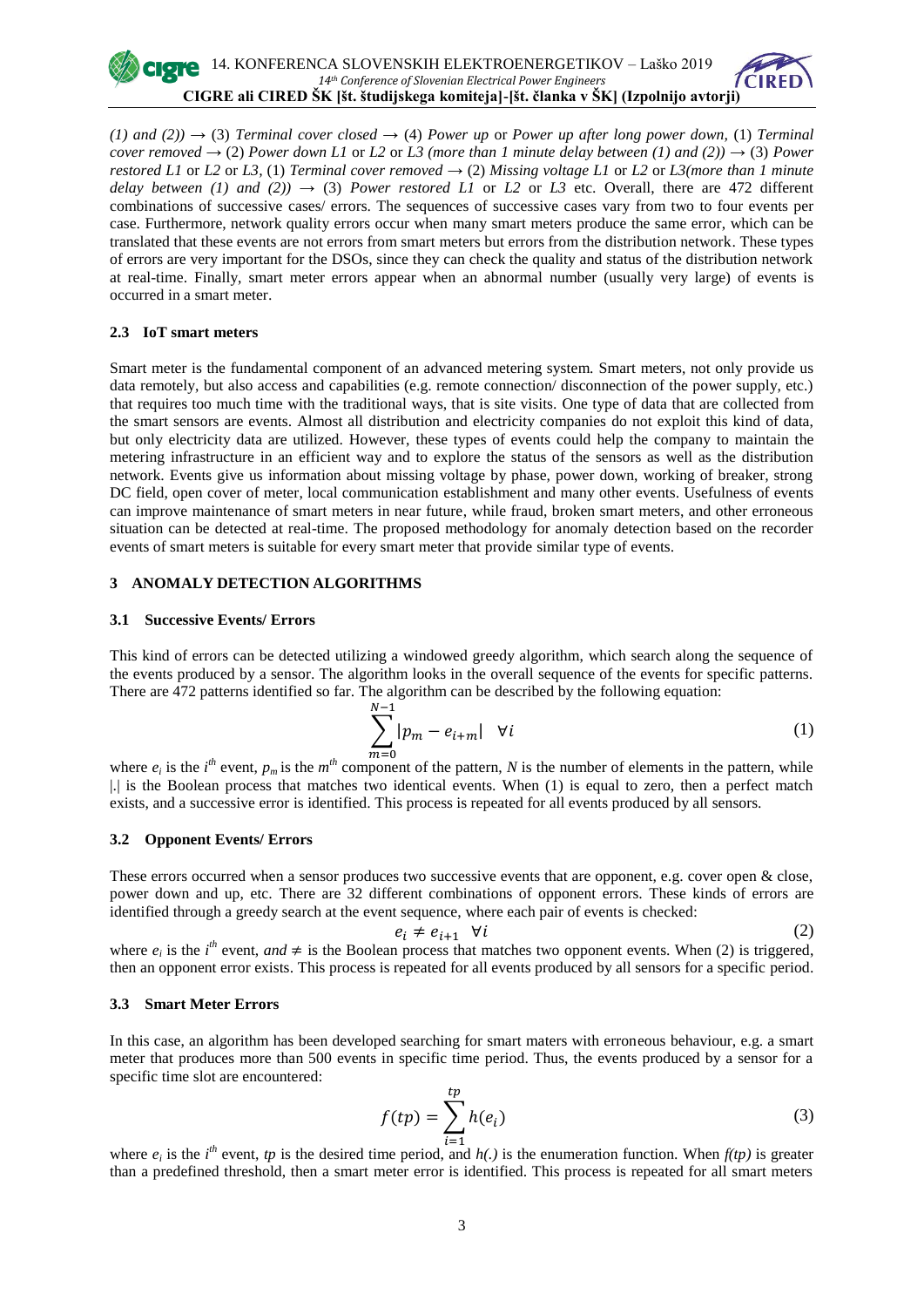*(1) and (2))* → (3) *Terminal cover closed* → (4) *Power up* or *Power up after long power down,* (1) *Terminal cover removed* → (2) *Power down L1* or *L2* or *L3 (more than 1 minute delay between (1) and (2))* → (3) *Power restored L1* or *L2* or *L3,* (1) *Terminal cover removed* → (2) *Missing voltage L1* or *L2* or *L3(more than 1 minute delay between (1) and (2))* → (3) *Power restored L1* or *L2* or *L3* etc. Overall, there are 472 different combinations of successive cases/ errors. The sequences of successive cases vary from two to four events per case. Furthermore, network quality errors occur when many smart meters produce the same error, which can be translated that these events are not errors from smart meters but errors from the distribution network. These types of errors are very important for the DSOs, since they can check the quality and status of the distribution network at real-time. Finally, smart meter errors appear when an abnormal number (usually very large) of events is occurred in a smart meter.

### 2.3 IoT smart meters

Smart meter is the fundamental component of an advanced metering system. Smart meters, not only provide us data remotely, but also access and capabilities (e.g. remote connection/ disconnection of the power supply, etc.) that requires too much time with the traditional ways, that is site visits. One type of data that are collected from the smart sensors are events. Almost all distribution and electricity companies do not exploit this kind of data, but only electricity data are utilized. However, these types of events could help the company to maintain the metering infrastructure in an efficient way and to explore the status of the sensors as well as the distribution network. Events give us information about missing voltage by phase, power down, working of breaker, strong DC field, open cover of meter, local communication establishment and many other events. Usefulness of events can improve maintenance of smart meters in near future, while fraud, broken smart meters, and other erroneous situation can be detected at real-time. The proposed methodology for anomaly detection based on the recorder events of smart meters is suitable for every smart meter that provide similar type of events.

## 3 ANOMALY DETECTION ALGORITHMS

### 3.1 Successive Events/ Errors

This kind of errors can be detected utilizing a windowed greedy algorithm, which search along the sequence of the events produced by a sensor. The algorithm looks in the overall sequence of the events for specific patterns. There are 472 patterns identified so far. The algorithm can be described by the following equation:

$$\sum_{m=0}^{N-1} |p_m - e_{i+m}| \quad \forall i \tag{1}$$

where $e_i$ is the $i^{th}$ event, $p_m$ is the $m^{th}$ component of the pattern, $N$ is the number of elements in the pattern, while |.| is the Boolean process that matches two identical events. When (1) is equal to zero, then a perfect match exists, and a successive error is identified. This process is repeated for all events produced by all sensors.

### 3.2 Opponent Events/ Errors

These errors occurred when a sensor produces two successive events that are opponent, e.g. cover open & close, power down and up, etc. There are 32 different combinations of opponent errors. These kinds of errors are identified through a greedy search at the event sequence, where each pair of events is checked:

$$e_i \neq e_{i+1} \quad \forall i \tag{2}$$

where $e_i$ is the $i^{th}$ event, *and* $\neq$ is the Boolean process that matches two opponent events. When (2) is triggered, then an opponent error exists. This process is repeated for all events produced by all sensors for a specific period.

### 3.3 Smart Meter Errors

In this case, an algorithm has been developed searching for smart maters with erroneous behaviour, e.g. a smart meter that produces more than 500 events in specific time period. Thus, the events produced by a sensor for a specific time slot are encountered:

$$f(tp) = \sum_{i=1}^{tp} h(e_i) \tag{3}$$

where $e_i$ is the $i^{th}$ event, $tp$ is the desired time period, and $h(.)$ is the enumeration function. When $f(tp)$ is greater than a predefined threshold, then a smart meter error is identified. This process is repeated for all smart meters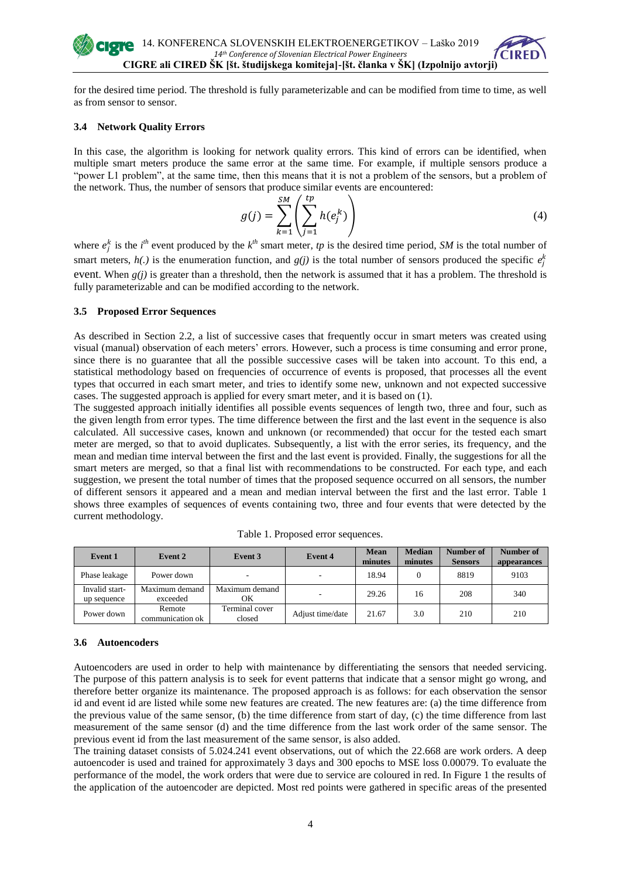for the desired time period. The threshold is fully parameterizable and can be modified from time to time, as well as from sensor to sensor.

### 3.4 Network Quality Errors

In this case, the algorithm is looking for network quality errors. This kind of errors can be identified, when multiple smart meters produce the same error at the same time. For example, if multiple sensors produce a "power L1 problem", at the same time, then this means that it is not a problem of the sensors, but a problem of the network. Thus, the number of sensors that produce similar events are encountered:

$$g(j) = \sum_{k=1}^{SM} \left( \sum_{j=1}^{tp} h(e_j^k) \right) \tag{4}$$

where $e_j^k$ is the $i^{th}$ event produced by the $k^{th}$ smart meter, $tp$ is the desired time period, $SM$ is the total number of smart meters, $h(.)$ is the enumeration function, and $g(j)$ is the total number of sensors produced the specific $e_j^k$ event. When $g(j)$ is greater than a threshold, then the network is assumed that it has a problem. The threshold is fully parameterizable and can be modified according to the network.

### 3.5 Proposed Error Sequences

As described in Section 2.2, a list of successive cases that frequently occur in smart meters was created using visual (manual) observation of each meters' errors. However, such a process is time consuming and error prone, since there is no guarantee that all the possible successive cases will be taken into account. To this end, a statistical methodology based on frequencies of occurrence of events is proposed, that processes all the event types that occurred in each smart meter, and tries to identify some new, unknown and not expected successive cases. The suggested approach is applied for every smart meter, and it is based on (1).

The suggested approach initially identifies all possible events sequences of length two, three and four, such as the given length from error types. The time difference between the first and the last event in the sequence is also calculated. All successive cases, known and unknown (or recommended) that occur for the tested each smart meter are merged, so that to avoid duplicates. Subsequently, a list with the error series, its frequency, and the mean and median time interval between the first and the last event is provided. Finally, the suggestions for all the smart meters are merged, so that a final list with recommendations to be constructed. For each type, and each suggestion, we present the total number of times that the proposed sequence occurred on all sensors, the number of different sensors it appeared and a mean and median interval between the first and the last error. Table 1 shows three examples of sequences of events containing two, three and four events that were detected by the current methodology.

Table 1. Proposed error sequences.

| Event 1 | Event 2 | Event 3 | Event 4 | Mean minutes | Median minutes | Number of Sensors | Number of appearances |
|---|---|---|---|---|---|---|---|
| Phase leakage | Power down | - | - | 18.94 | 0 | 8819 | 9103 |
| Invalid start-up sequence | Maximum demand exceeded | Maximum demand OK | - | 29.26 | 16 | 208 | 340 |
| Power down | Remote communication ok | Terminal cover closed | Adjust time/date | 21.67 | 3.0 | 210 | 210 |

### 3.6 Autoencoders

Autoencoders are used in order to help with maintenance by differentiating the sensors that needed servicing. The purpose of this pattern analysis is to seek for event patterns that indicate that a sensor might go wrong, and therefore better organize its maintenance. The proposed approach is as follows: for each observation the sensor id and event id are listed while some new features are created. The new features are: (a) the time difference from the previous value of the same sensor, (b) the time difference from start of day, (c) the time difference from last measurement of the same sensor (d) and the time difference from the last work order of the same sensor. The previous event id from the last measurement of the same sensor, is also added.

The training dataset consists of 5.024.241 event observations, out of which the 22.668 are work orders. A deep autoencoder is used and trained for approximately 3 days and 300 epochs to MSE loss 0.00079. To evaluate the performance of the model, the work orders that were due to service are coloured in red. In Figure 1 the results of the application of the autoencoder are depicted. Most red points were gathered in specific areas of the presented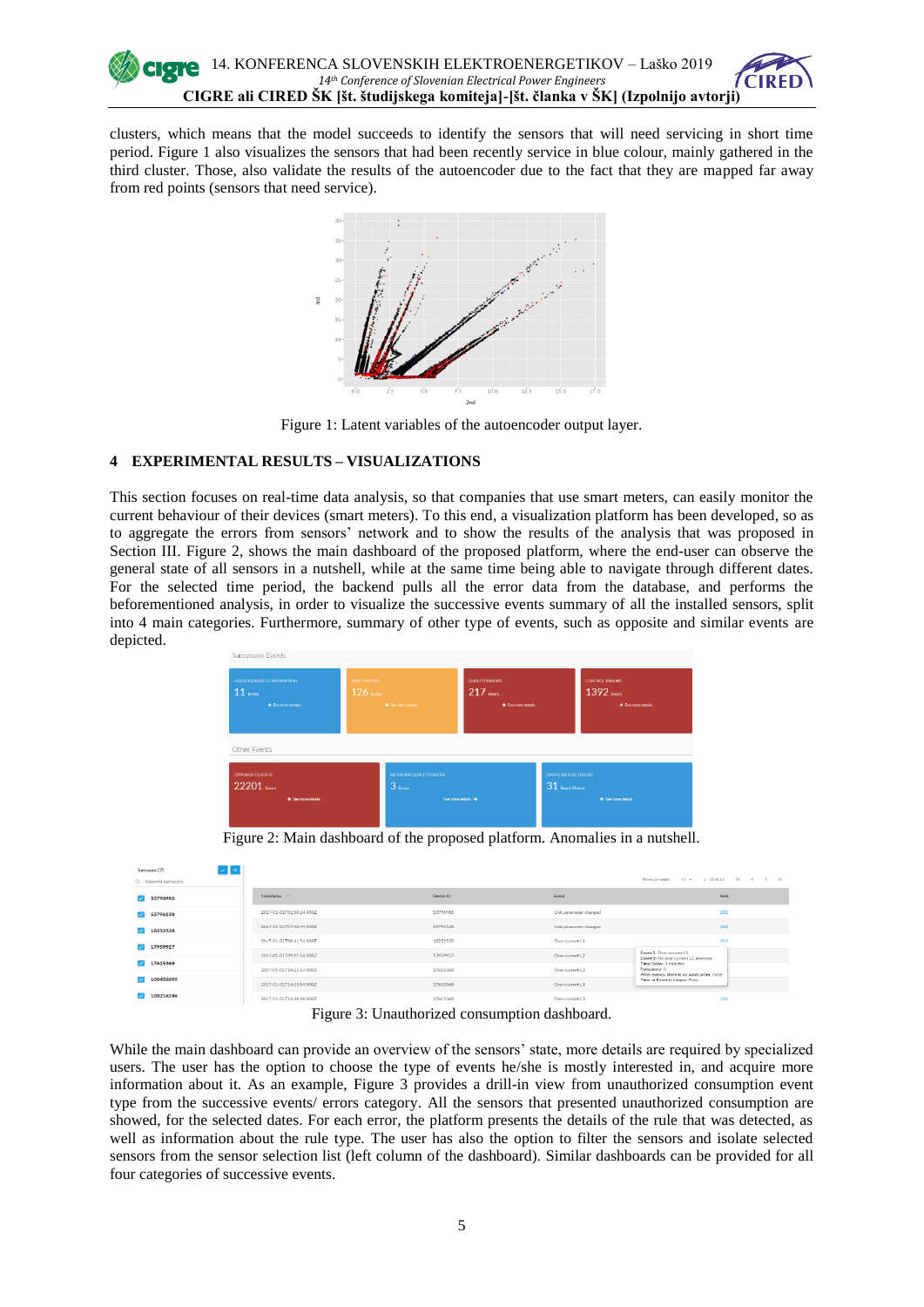clusters, which means that the model succeeds to identify the sensors that will need servicing in short time period. Figure 1 also visualizes the sensors that had been recently service in blue colour, mainly gathered in the third cluster. Those, also validate the results of the autoencoder due to the fact that they are mapped far away from red points (sensors that need service).

Figure 1: Latent variables of the autoencoder output layer.

## 4 EXPERIMENTAL RESULTS – VISUALIZATIONS

This section focuses on real-time data analysis, so that companies that use smart meters, can easily monitor the current behaviour of their devices (smart meters). To this end, a visualization platform has been developed, so as to aggregate the errors from sensors' network and to show the results of the analysis that was proposed in Section III. Figure 2, shows the main dashboard of the proposed platform, where the end-user can observe the general state of all sensors in a nutshell, while at the same time being able to navigate through different dates. For the selected time period, the backend pulls all the error data from the database, and performs the beforementioned analysis, in order to visualize the successive events summary of all the installed sensors, split into 4 main categories. Furthermore, summary of other type of events, such as opposite and similar events are depicted.

Figure 2: Main dashboard of the proposed platform. Anomalies in a nutshell.

Figure 3: Unauthorized consumption dashboard.

While the main dashboard can provide an overview of the sensors' state, more details are required by specialized users. The user has the option to choose the type of events he/she is mostly interested in, and acquire more information about it. As an example, Figure 3 provides a drill-in view from unauthorized consumption event type from the successive events/ errors category. All the sensors that presented unauthorized consumption are showed, for the selected dates. For each error, the platform presents the details of the rule that was detected, as well as information about the rule type. The user has also the option to filter the sensors and isolate selected sensors from the sensor selection list (left column of the dashboard). Similar dashboards can be provided for all four categories of successive events.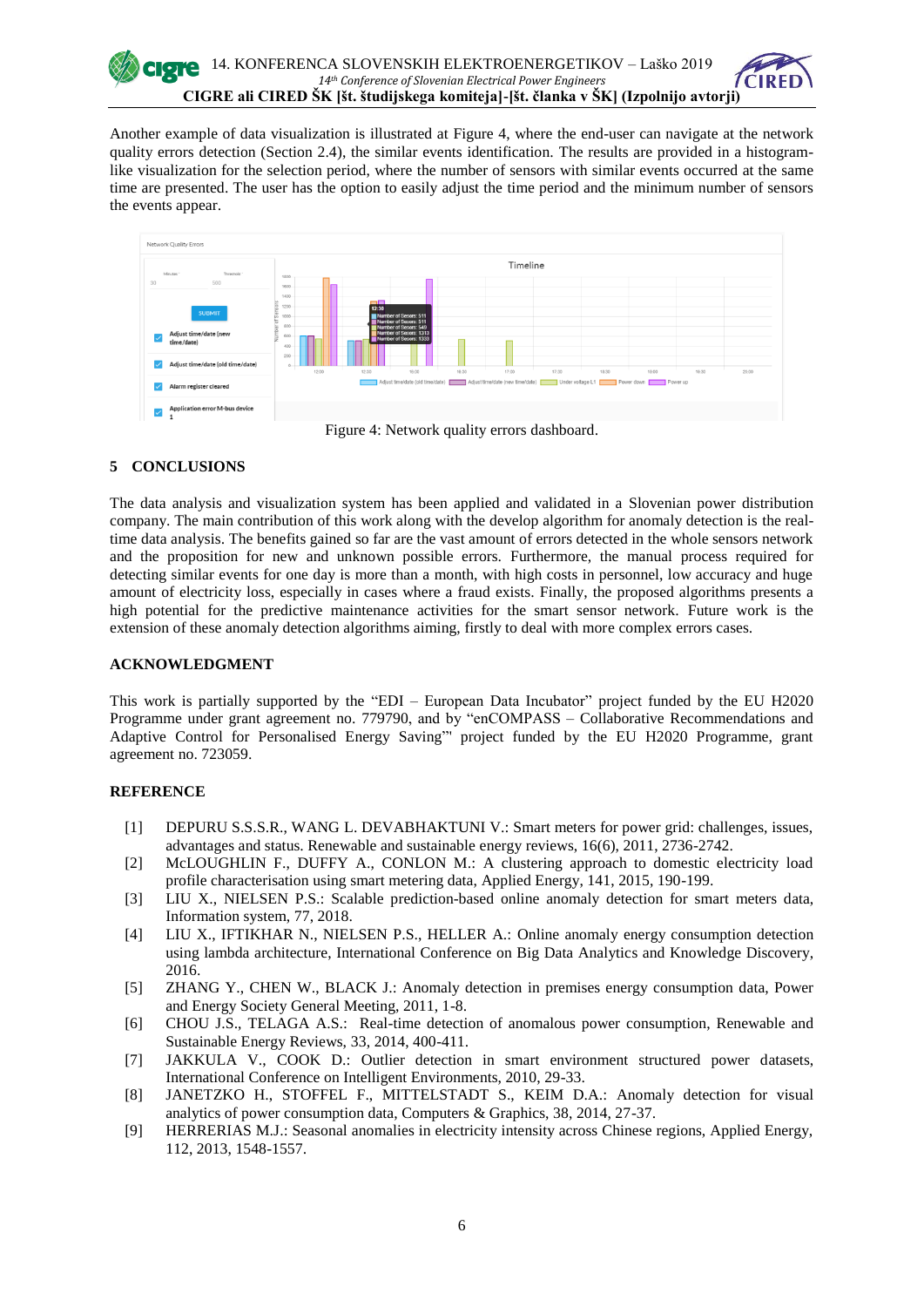Another example of data visualization is illustrated at Figure 4, where the end-user can navigate at the network quality errors detection (Section 2.4), the similar events identification. The results are provided in a histogram-like visualization for the selection period, where the number of sensors with similar events occurred at the same time are presented. The user has the option to easily adjust the time period and the minimum number of sensors the events appear.

Network Quality Errors

Minutes 30
Threshold 500
SUBMIT

Adjust time/date (new time/date)
Adjust time/date (old time/date)
Alarm register cleared
Application error M-bus device 1

Timeline

Number of Sensors

12:30
Number of Sensors: 511
Number of Sensors: 511
Number of Sensors: 540
Number of Sensors: 1313
Number of Sensors: 1333

Adjust time/date (old time/date)
Adjust time/date (new time/date)
Under voltage L1
Power down
Power up

Figure 4: Network quality errors dashboard.

## 5 CONCLUSIONS

The data analysis and visualization system has been applied and validated in a Slovenian power distribution company. The main contribution of this work along with the develop algorithm for anomaly detection is the real-time data analysis. The benefits gained so far are the vast amount of errors detected in the whole sensors network and the proposition for new and unknown possible errors. Furthermore, the manual process required for detecting similar events for one day is more than a month, with high costs in personnel, low accuracy and huge amount of electricity loss, especially in cases where a fraud exists. Finally, the proposed algorithms presents a high potential for the predictive maintenance activities for the smart sensor network. Future work is the extension of these anomaly detection algorithms aiming, firstly to deal with more complex errors cases.

## ACKNOWLEDGMENT

This work is partially supported by the "EDI – European Data Incubator" project funded by the EU H2020 Programme under grant agreement no. 779790, and by "enCOMPASS – Collaborative Recommendations and Adaptive Control for Personalised Energy Saving"' project funded by the EU H2020 Programme, grant agreement no. 723059.

## REFERENCE

[1] DEPURU S.S.S.R., WANG L. DEVABHAKTUNI V.: Smart meters for power grid: challenges, issues, advantages and status. Renewable and sustainable energy reviews, 16(6), 2011, 2736-2742.

[2] McLOUGHLIN F., DUFFY A., CONLON M.: A clustering approach to domestic electricity load profile characterisation using smart metering data, Applied Energy, 141, 2015, 190-199.

[3] LIU X., NIELSEN P.S.: Scalable prediction-based online anomaly detection for smart meters data, Information system, 77, 2018.

[4] LIU X., IFTIKHAR N., NIELSEN P.S., HELLER A.: Online anomaly energy consumption detection using lambda architecture, International Conference on Big Data Analytics and Knowledge Discovery, 2016.

[5] ZHANG Y., CHEN W., BLACK J.: Anomaly detection in premises energy consumption data, Power and Energy Society General Meeting, 2011, 1-8.

[6] CHOU J.S., TELAGA A.S.: Real-time detection of anomalous power consumption, Renewable and Sustainable Energy Reviews, 33, 2014, 400-411.

[7] JAKKULA V., COOK D.: Outlier detection in smart environment structured power datasets, International Conference on Intelligent Environments, 2010, 29-33.

[8] JANETZKO H., STOFFEL F., MITTELSTADT S., KEIM D.A.: Anomaly detection for visual analytics of power consumption data, Computers & Graphics, 38, 2014, 27-37.

[9] HERRERIAS M.J.: Seasonal anomalies in electricity intensity across Chinese regions, Applied Energy, 112, 2013, 1548-1557.